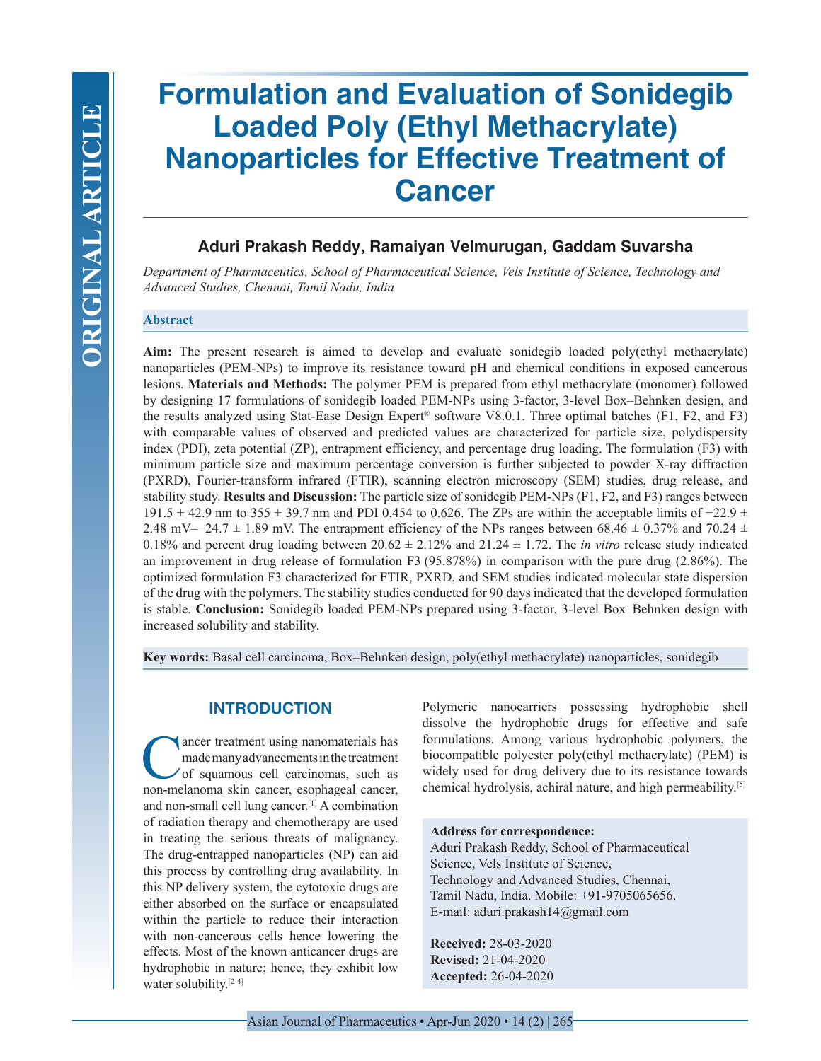ORIGINAL ARTICLE

# Formulation and Evaluation of Sonidegib Loaded Poly (Ethyl Methacrylate) Nanoparticles for Effective Treatment of Cancer

**Aduri Prakash Reddy, Ramaiyan Velmurugan, Gaddam Suvarsha**

*Department of Pharmaceutics, School of Pharmaceutical Science, Vels Institute of Science, Technology and Advanced Studies, Chennai, Tamil Nadu, India*

## Abstract

**Aim:** The present research is aimed to develop and evaluate sonidegib loaded poly(ethyl methacrylate) nanoparticles (PEM-NPs) to improve its resistance toward pH and chemical conditions in exposed cancerous lesions. **Materials and Methods:** The polymer PEM is prepared from ethyl methacrylate (monomer) followed by designing 17 formulations of sonidegib loaded PEM-NPs using 3-factor, 3-level Box–Behnken design, and the results analyzed using Stat-Ease Design Expert® software V8.0.1. Three optimal batches (F1, F2, and F3) with comparable values of observed and predicted values are characterized for particle size, polydispersity index (PDI), zeta potential (ZP), entrapment efficiency, and percentage drug loading. The formulation (F3) with minimum particle size and maximum percentage conversion is further subjected to powder X-ray diffraction (PXRD), Fourier-transform infrared (FTIR), scanning electron microscopy (SEM) studies, drug release, and stability study. **Results and Discussion:** The particle size of sonidegib PEM-NPs (F1, F2, and F3) ranges between 191.5 ± 42.9 nm to 355 ± 39.7 nm and PDI 0.454 to 0.626. The ZPs are within the acceptable limits of −22.9 ± 2.48 mV–−24.7 ± 1.89 mV. The entrapment efficiency of the NPs ranges between 68.46 ± 0.37% and 70.24 ± 0.18% and percent drug loading between 20.62 ± 2.12% and 21.24 ± 1.72. The *in vitro* release study indicated an improvement in drug release of formulation F3 (95.878%) in comparison with the pure drug (2.86%). The optimized formulation F3 characterized for FTIR, PXRD, and SEM studies indicated molecular state dispersion of the drug with the polymers. The stability studies conducted for 90 days indicated that the developed formulation is stable. **Conclusion:** Sonidegib loaded PEM-NPs prepared using 3-factor, 3-level Box–Behnken design with increased solubility and stability.

**Key words:** Basal cell carcinoma, Box–Behnken design, poly(ethyl methacrylate) nanoparticles, sonidegib

## INTRODUCTION

Cancer treatment using nanomaterials has made many advancements in the treatment of squamous cell carcinomas, such as non-melanoma skin cancer, esophageal cancer, and non-small cell lung cancer.[1] A combination of radiation therapy and chemotherapy are used in treating the serious threats of malignancy. The drug-entrapped nanoparticles (NP) can aid this process by controlling drug availability. In this NP delivery system, the cytotoxic drugs are either absorbed on the surface or encapsulated within the particle to reduce their interaction with non-cancerous cells hence lowering the effects. Most of the known anticancer drugs are hydrophobic in nature; hence, they exhibit low water solubility.[2-4]

Polymeric nanocarriers possessing hydrophobic shell dissolve the hydrophobic drugs for effective and safe formulations. Among various hydrophobic polymers, the biocompatible polyester poly(ethyl methacrylate) (PEM) is widely used for drug delivery due to its resistance towards chemical hydrolysis, achiral nature, and high permeability.[5]

**Address for correspondence:**
Aduri Prakash Reddy, School of Pharmaceutical Science, Vels Institute of Science, Technology and Advanced Studies, Chennai, Tamil Nadu, India. Mobile: +91-9705065656. E-mail: aduri.prakash14@gmail.com

**Received:** 28-03-2020
**Revised:** 21-04-2020
**Accepted:** 26-04-2020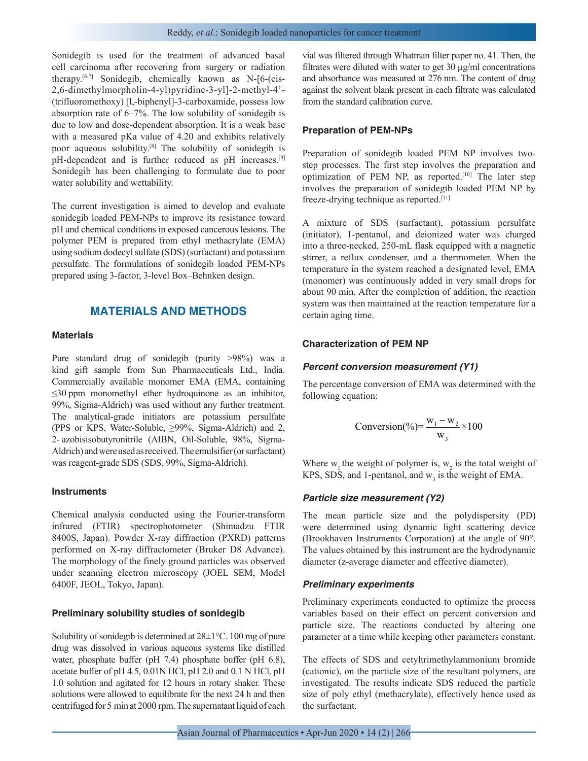Sonidegib is used for the treatment of advanced basal cell carcinoma after recovering from surgery or radiation therapy.[6,7] Sonidegib, chemically known as N-[6-(cis-2,6-dimethylmorpholin-4-yl)pyridine-3-yl]-2-methyl-4'-(trifluoromethoxy) [l,-biphenyl]-3-carboxamide, possess low absorption rate of 6–7%. The low solubility of sonidegib is due to low and dose-dependent absorption. It is a weak base with a measured pKa value of 4.20 and exhibits relatively poor aqueous solubility.[8] The solubility of sonidegib is pH-dependent and is further reduced as pH increases.[9] Sonidegib has been challenging to formulate due to poor water solubility and wettability.

The current investigation is aimed to develop and evaluate sonidegib loaded PEM-NPs to improve its resistance toward pH and chemical conditions in exposed cancerous lesions. The polymer PEM is prepared from ethyl methacrylate (EMA) using sodium dodecyl sulfate (SDS) (surfactant) and potassium persulfate. The formulations of sonidegib loaded PEM-NPs prepared using 3-factor, 3-level Box–Behnken design.

## MATERIALS AND METHODS

### Materials

Pure standard drug of sonidegib (purity >98%) was a kind gift sample from Sun Pharmaceuticals Ltd., India. Commercially available monomer EMA (EMA, containing ≤30 ppm monomethyl ether hydroquinone as an inhibitor, 99%, Sigma-Aldrich) was used without any further treatment. The analytical-grade initiators are potassium persulfate (PPS or KPS, Water-Soluble, ≥99%, Sigma-Aldrich) and 2, 2- azobisisobutyronitrile (AIBN, Oil-Soluble, 98%, Sigma-Aldrich) and were used as received. The emulsifier (or surfactant) was reagent-grade SDS (SDS, 99%, Sigma-Aldrich).

### Instruments

Chemical analysis conducted using the Fourier-transform infrared (FTIR) spectrophotometer (Shimadzu FTIR 8400S, Japan). Powder X-ray diffraction (PXRD) patterns performed on X-ray diffractometer (Bruker D8 Advance). The morphology of the finely ground particles was observed under scanning electron microscopy (JOEL SEM, Model 6400F, JEOL, Tokyo, Japan).

### Preliminary solubility studies of sonidegib

Solubility of sonidegib is determined at 28±1°C. 100 mg of pure drug was dissolved in various aqueous systems like distilled water, phosphate buffer (pH 7.4) phosphate buffer (pH 6.8), acetate buffer of pH 4.5, 0.01N HCl, pH 2.0 and 0.1 N HCl, pH 1.0 solution and agitated for 12 hours in rotary shaker. These solutions were allowed to equilibrate for the next 24 h and then centrifuged for 5 min at 2000 rpm. The supernatant liquid of each vial was filtered through Whatman filter paper no. 41. Then, the filtrates were diluted with water to get 30 μg/ml concentrations and absorbance was measured at 276 nm. The content of drug against the solvent blank present in each filtrate was calculated from the standard calibration curve.

### Preparation of PEM-NPs

Preparation of sonidegib loaded PEM NP involves two-step processes. The first step involves the preparation and optimization of PEM NP, as reported.[10] The later step involves the preparation of sonidegib loaded PEM NP by freeze-drying technique as reported.[11]

A mixture of SDS (surfactant), potassium persulfate (initiator), 1-pentanol, and deionized water was charged into a three-necked, 250-mL flask equipped with a magnetic stirrer, a reflux condenser, and a thermometer. When the temperature in the system reached a designated level, EMA (monomer) was continuously added in very small drops for about 90 min. After the completion of addition, the reaction system was then maintained at the reaction temperature for a certain aging time.

### Characterization of PEM NP

#### *Percent conversion measurement (Y1)*

The percentage conversion of EMA was determined with the following equation:

$$\text{Conversion}(\%)=\frac{w_1 - w_2}{w_3}\times 100$$

Where $w_1$ the weight of polymer is, $w_2$ is the total weight of KPS, SDS, and 1-pentanol, and $w_3$ is the weight of EMA.

#### *Particle size measurement (Y2)*

The mean particle size and the polydispersity (PD) were determined using dynamic light scattering device (Brookhaven Instruments Corporation) at the angle of 90°. The values obtained by this instrument are the hydrodynamic diameter (z-average diameter and effective diameter).

#### *Preliminary experiments*

Preliminary experiments conducted to optimize the process variables based on their effect on percent conversion and particle size. The reactions conducted by altering one parameter at a time while keeping other parameters constant.

The effects of SDS and cetyltrimethylammonium bromide (cationic), on the particle size of the resultant polymers, are investigated. The results indicate SDS reduced the particle size of poly ethyl (methacrylate), effectively hence used as the surfactant.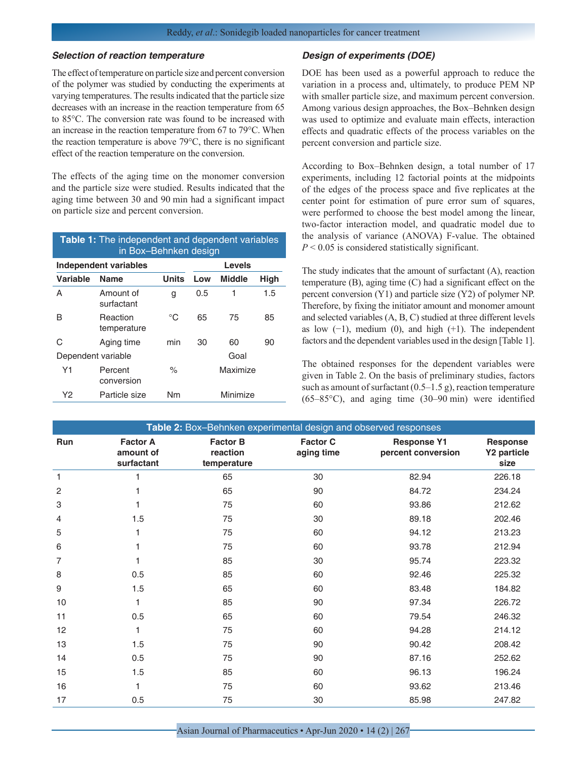### *Selection of reaction temperature*

The effect of temperature on particle size and percent conversion of the polymer was studied by conducting the experiments at varying temperatures. The results indicated that the particle size decreases with an increase in the reaction temperature from 65 to 85°C. The conversion rate was found to be increased with an increase in the reaction temperature from 67 to 79°C. When the reaction temperature is above 79°C, there is no significant effect of the reaction temperature on the conversion.

The effects of the aging time on the monomer conversion and the particle size were studied. Results indicated that the aging time between 30 and 90 min had a significant impact on particle size and percent conversion.

**Table 1:** The independent and dependent variables in Box–Behnken design

| Independent variables | | | Levels | | |
|---|---|---|---|---|---|
| **Variable** | **Name** | **Units** | **Low** | **Middle** | **High** |
| A | Amount of surfactant | g | 0.5 | 1 | 1.5 |
| B | Reaction temperature | °C | 65 | 75 | 85 |
| C | Aging time | min | 30 | 60 | 90 |
| Dependent variable | | | | Goal | |
| Y1 | Percent conversion | % | | Maximize | |
| Y2 | Particle size | Nm | | Minimize | |

### *Design of experiments (DOE)*

DOE has been used as a powerful approach to reduce the variation in a process and, ultimately, to produce PEM NP with smaller particle size, and maximum percent conversion. Among various design approaches, the Box–Behnken design was used to optimize and evaluate main effects, interaction effects and quadratic effects of the process variables on the percent conversion and particle size.

According to Box–Behnken design, a total number of 17 experiments, including 12 factorial points at the midpoints of the edges of the process space and five replicates at the center point for estimation of pure error sum of squares, were performed to choose the best model among the linear, two-factor interaction model, and quadratic model due to the analysis of variance (ANOVA) F-value. The obtained $P < 0.05$ is considered statistically significant.

The study indicates that the amount of surfactant (A), reaction temperature (B), aging time (C) had a significant effect on the percent conversion (Y1) and particle size (Y2) of polymer NP. Therefore, by fixing the initiator amount and monomer amount and selected variables (A, B, C) studied at three different levels as low (−1), medium (0), and high (+1). The independent factors and the dependent variables used in the design [Table 1].

The obtained responses for the dependent variables were given in Table 2. On the basis of preliminary studies, factors such as amount of surfactant (0.5–1.5 g), reaction temperature (65–85°C), and aging time (30–90 min) were identified

**Table 2:** Box–Behnken experimental design and observed responses

| Run | Factor A amount of surfactant | Factor B reaction temperature | Factor C aging time | Response Y1 percent conversion | Response Y2 particle size |
|---|---|---|---|---|---|
| 1 | 1 | 65 | 30 | 82.94 | 226.18 |
| 2 | 1 | 65 | 90 | 84.72 | 234.24 |
| 3 | 1 | 75 | 60 | 93.86 | 212.62 |
| 4 | 1.5 | 75 | 30 | 89.18 | 202.46 |
| 5 | 1 | 75 | 60 | 94.12 | 213.23 |
| 6 | 1 | 75 | 60 | 93.78 | 212.94 |
| 7 | 1 | 85 | 30 | 95.74 | 223.32 |
| 8 | 0.5 | 85 | 60 | 92.46 | 225.32 |
| 9 | 1.5 | 65 | 60 | 83.48 | 184.82 |
| 10 | 1 | 85 | 90 | 97.34 | 226.72 |
| 11 | 0.5 | 65 | 60 | 79.54 | 246.32 |
| 12 | 1 | 75 | 60 | 94.28 | 214.12 |
| 13 | 1.5 | 75 | 90 | 90.42 | 208.42 |
| 14 | 0.5 | 75 | 90 | 87.16 | 252.62 |
| 15 | 1.5 | 85 | 60 | 96.13 | 196.24 |
| 16 | 1 | 75 | 60 | 93.62 | 213.46 |
| 17 | 0.5 | 75 | 30 | 85.98 | 247.82 |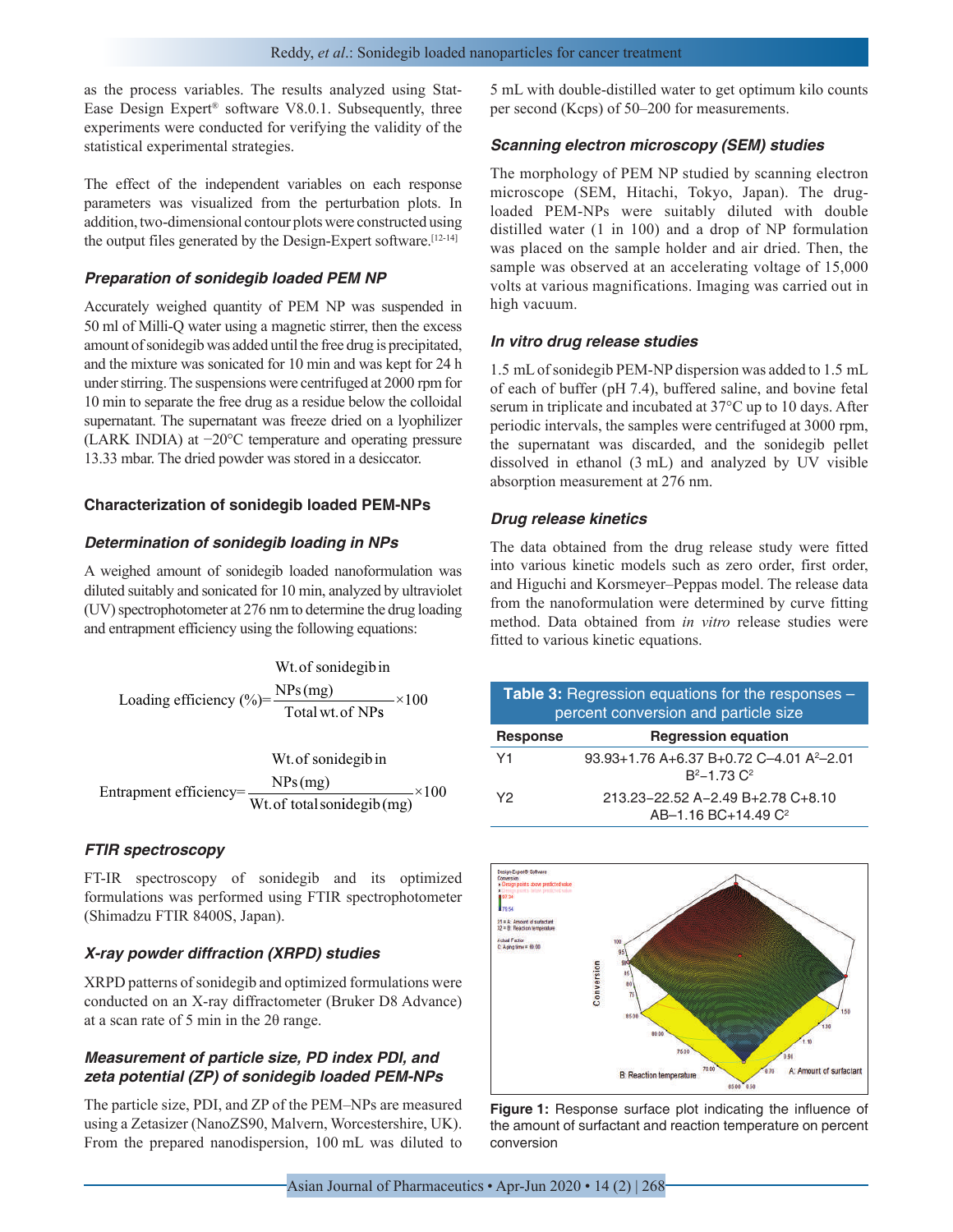as the process variables. The results analyzed using Stat-Ease Design Expert® software V8.0.1. Subsequently, three experiments were conducted for verifying the validity of the statistical experimental strategies.

The effect of the independent variables on each response parameters was visualized from the perturbation plots. In addition, two-dimensional contour plots were constructed using the output files generated by the Design-Expert software.[12-14]

### *Preparation of sonidegib loaded PEM NP*

Accurately weighed quantity of PEM NP was suspended in 50 ml of Milli-Q water using a magnetic stirrer, then the excess amount of sonidegib was added until the free drug is precipitated, and the mixture was sonicated for 10 min and was kept for 24 h under stirring. The suspensions were centrifuged at 2000 rpm for 10 min to separate the free drug as a residue below the colloidal supernatant. The supernatant was freeze dried on a lyophilizer (LARK INDIA) at −20°C temperature and operating pressure 13.33 mbar. The dried powder was stored in a desiccator.

## Characterization of sonidegib loaded PEM-NPs

### *Determination of sonidegib loading in NPs*

A weighed amount of sonidegib loaded nanoformulation was diluted suitably and sonicated for 10 min, analyzed by ultraviolet (UV) spectrophotometer at 276 nm to determine the drug loading and entrapment efficiency using the following equations:

$$\text{Loading efficiency (\%)} = \frac{\text{Wt. of sonidegib in NPs (mg)}}{\text{Total wt. of NPs}} \times 100$$

$$\text{Entrapment efficiency} = \frac{\text{Wt. of sonidegib in NPs (mg)}}{\text{Wt. of total sonidegib (mg)}} \times 100$$

### *FTIR spectroscopy*

FT-IR spectroscopy of sonidegib and its optimized formulations was performed using FTIR spectrophotometer (Shimadzu FTIR 8400S, Japan).

### *X-ray powder diffraction (XRPD) studies*

XRPD patterns of sonidegib and optimized formulations were conducted on an X-ray diffractometer (Bruker D8 Advance) at a scan rate of 5 min in the 2θ range.

### *Measurement of particle size, PD index PDI, and zeta potential (ZP) of sonidegib loaded PEM-NPs*

The particle size, PDI, and ZP of the PEM–NPs are measured using a Zetasizer (NanoZS90, Malvern, Worcestershire, UK). From the prepared nanodispersion, 100 mL was diluted to 5 mL with double-distilled water to get optimum kilo counts per second (Kcps) of 50–200 for measurements.

### *Scanning electron microscopy (SEM) studies*

The morphology of PEM NP studied by scanning electron microscope (SEM, Hitachi, Tokyo, Japan). The drug-loaded PEM-NPs were suitably diluted with double distilled water (1 in 100) and a drop of NP formulation was placed on the sample holder and air dried. Then, the sample was observed at an accelerating voltage of 15,000 volts at various magnifications. Imaging was carried out in high vacuum.

### *In vitro drug release studies*

1.5 mL of sonidegib PEM-NP dispersion was added to 1.5 mL of each of buffer (pH 7.4), buffered saline, and bovine fetal serum in triplicate and incubated at 37°C up to 10 days. After periodic intervals, the samples were centrifuged at 3000 rpm, the supernatant was discarded, and the sonidegib pellet dissolved in ethanol (3 mL) and analyzed by UV visible absorption measurement at 276 nm.

### *Drug release kinetics*

The data obtained from the drug release study were fitted into various kinetic models such as zero order, first order, and Higuchi and Korsmeyer–Peppas model. The release data from the nanoformulation were determined by curve fitting method. Data obtained from *in vitro* release studies were fitted to various kinetic equations.

**Table 3:** Regression equations for the responses – percent conversion and particle size

| Response | Regression equation |
|---|---|
| Y1 | $93.93+1.76\,A+6.37\,B+0.72\,C-4.01\,A^2-2.01\,B^2-1.73\,C^2$ |
| Y2 | $213.23-22.52\,A-2.49\,B+2.78\,C+8.10\,AB-1.16\,BC+14.49\,C^2$ |

**Figure 1:** Response surface plot indicating the influence of the amount of surfactant and reaction temperature on percent conversion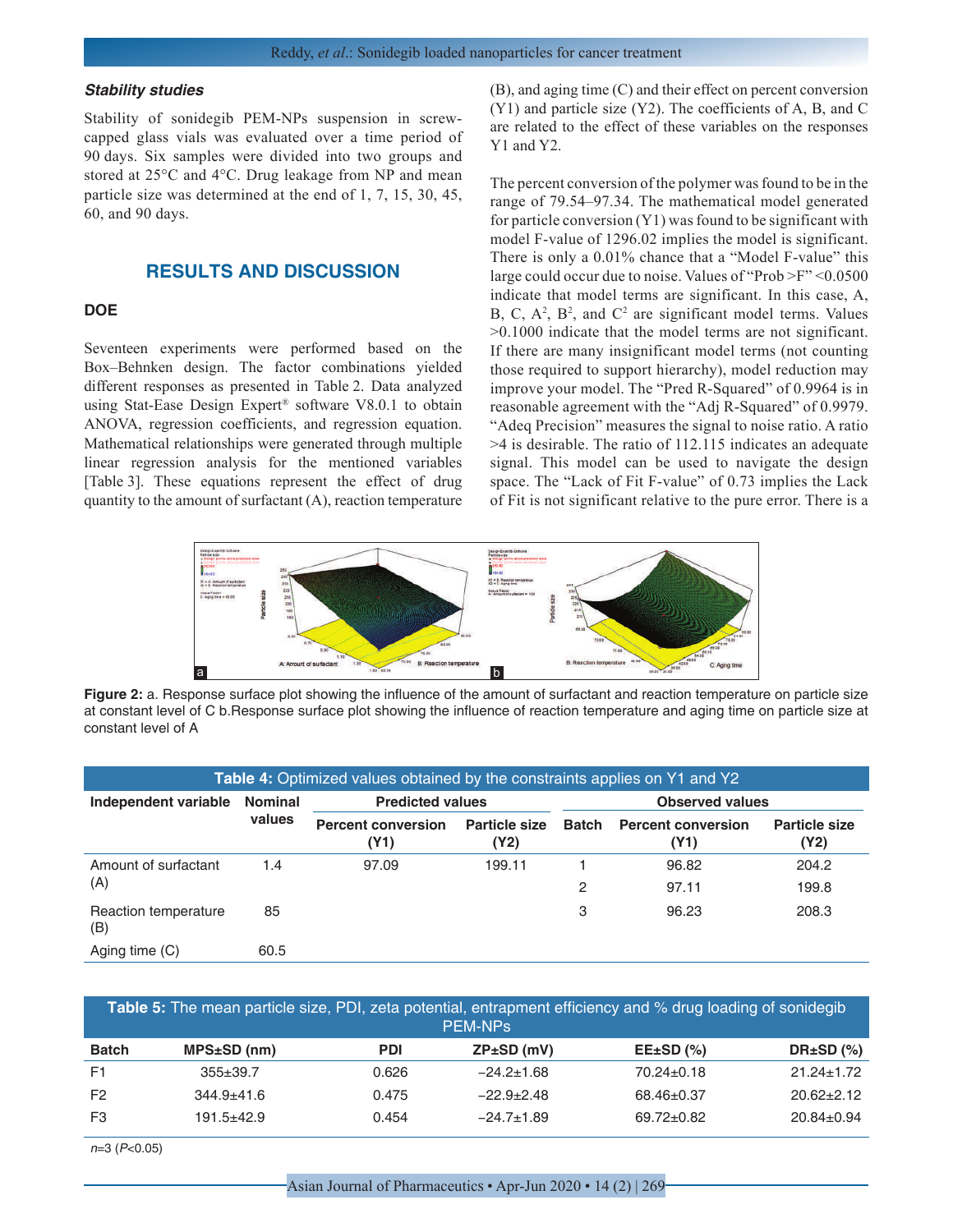### *Stability studies*

Stability of sonidegib PEM-NPs suspension in screw-capped glass vials was evaluated over a time period of 90 days. Six samples were divided into two groups and stored at 25°C and 4°C. Drug leakage from NP and mean particle size was determined at the end of 1, 7, 15, 30, 45, 60, and 90 days.

## RESULTS AND DISCUSSION

### DOE

Seventeen experiments were performed based on the Box–Behnken design. The factor combinations yielded different responses as presented in Table 2. Data analyzed using Stat-Ease Design Expert® software V8.0.1 to obtain ANOVA, regression coefficients, and regression equation. Mathematical relationships were generated through multiple linear regression analysis for the mentioned variables [Table 3]. These equations represent the effect of drug quantity to the amount of surfactant (A), reaction temperature (B), and aging time (C) and their effect on percent conversion (Y1) and particle size (Y2). The coefficients of A, B, and C are related to the effect of these variables on the responses Y1 and Y2.

The percent conversion of the polymer was found to be in the range of 79.54–97.34. The mathematical model generated for particle conversion (Y1) was found to be significant with model F-value of 1296.02 implies the model is significant. There is only a 0.01% chance that a "Model F-value" this large could occur due to noise. Values of "Prob >F" <0.0500 indicate that model terms are significant. In this case, A, B, C, $A^2$, $B^2$, and $C^2$ are significant model terms. Values >0.1000 indicate that the model terms are not significant. If there are many insignificant model terms (not counting those required to support hierarchy), model reduction may improve your model. The "Pred R-Squared" of 0.9964 is in reasonable agreement with the "Adj R-Squared" of 0.9979. "Adeq Precision" measures the signal to noise ratio. A ratio >4 is desirable. The ratio of 112.115 indicates an adequate signal. This model can be used to navigate the design space. The "Lack of Fit F-value" of 0.73 implies the Lack of Fit is not significant relative to the pure error. There is a

**Figure 2:** a. Response surface plot showing the influence of the amount of surfactant and reaction temperature on particle size at constant level of C b.Response surface plot showing the influence of reaction temperature and aging time on particle size at constant level of A

**Table 4:** Optimized values obtained by the constraints applies on Y1 and Y2

| Independent variable | Nominal values | Predicted values | | Observed values | | |
|---|---|---|---|---|---|---|
| | | Percent conversion (Y1) | Particle size (Y2) | Batch | Percent conversion (Y1) | Particle size (Y2) |
| Amount of surfactant (A) | 1.4 | 97.09 | 199.11 | 1 | 96.82 | 204.2 |
| | | | | 2 | 97.11 | 199.8 |
| Reaction temperature (B) | 85 | | | 3 | 96.23 | 208.3 |
| Aging time (C) | 60.5 | | | | | |

**Table 5:** The mean particle size, PDI, zeta potential, entrapment efficiency and % drug loading of sonidegib PEM-NPs

| Batch | MPS±SD (nm) | PDI | ZP±SD (mV) | EE±SD (%) | DR±SD (%) |
|---|---|---|---|---|---|
| F1 | 355±39.7 | 0.626 | −24.2±1.68 | 70.24±0.18 | 21.24±1.72 |
| F2 | 344.9±41.6 | 0.475 | −22.9±2.48 | 68.46±0.37 | 20.62±2.12 |
| F3 | 191.5±42.9 | 0.454 | −24.7±1.89 | 69.72±0.82 | 20.84±0.94 |

*n*=3 (*P*<0.05)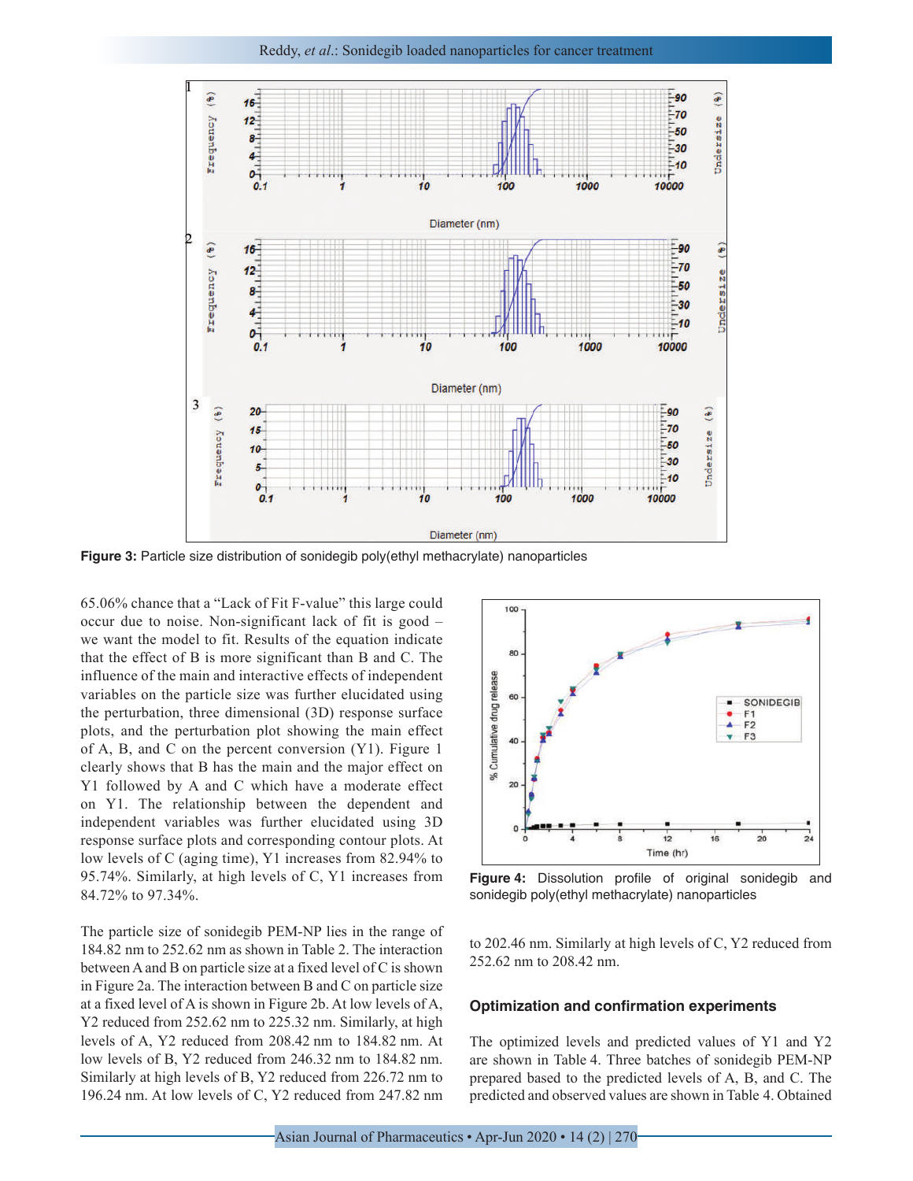Figure 3: Particle size distribution of sonidegib poly(ethyl methacrylate) nanoparticles

65.06% chance that a "Lack of Fit F-value" this large could occur due to noise. Non-significant lack of fit is good – we want the model to fit. Results of the equation indicate that the effect of B is more significant than B and C. The influence of the main and interactive effects of independent variables on the particle size was further elucidated using the perturbation, three dimensional (3D) response surface plots, and the perturbation plot showing the main effect of A, B, and C on the percent conversion (Y1). Figure 1 clearly shows that B has the main and the major effect on Y1 followed by A and C which have a moderate effect on Y1. The relationship between the dependent and independent variables was further elucidated using 3D response surface plots and corresponding contour plots. At low levels of C (aging time), Y1 increases from 82.94% to 95.74%. Similarly, at high levels of C, Y1 increases from 84.72% to 97.34%.

The particle size of sonidegib PEM-NP lies in the range of 184.82 nm to 252.62 nm as shown in Table 2. The interaction between A and B on particle size at a fixed level of C is shown in Figure 2a. The interaction between B and C on particle size at a fixed level of A is shown in Figure 2b. At low levels of A, Y2 reduced from 252.62 nm to 225.32 nm. Similarly, at high levels of A, Y2 reduced from 208.42 nm to 184.82 nm. At low levels of B, Y2 reduced from 246.32 nm to 184.82 nm. Similarly at high levels of B, Y2 reduced from 226.72 nm to 196.24 nm. At low levels of C, Y2 reduced from 247.82 nm to 202.46 nm. Similarly at high levels of C, Y2 reduced from 252.62 nm to 208.42 nm.

Figure 4: Dissolution profile of original sonidegib and sonidegib poly(ethyl methacrylate) nanoparticles

## Optimization and confirmation experiments

The optimized levels and predicted values of Y1 and Y2 are shown in Table 4. Three batches of sonidegib PEM-NP prepared based to the predicted levels of A, B, and C. The predicted and observed values are shown in Table 4. Obtained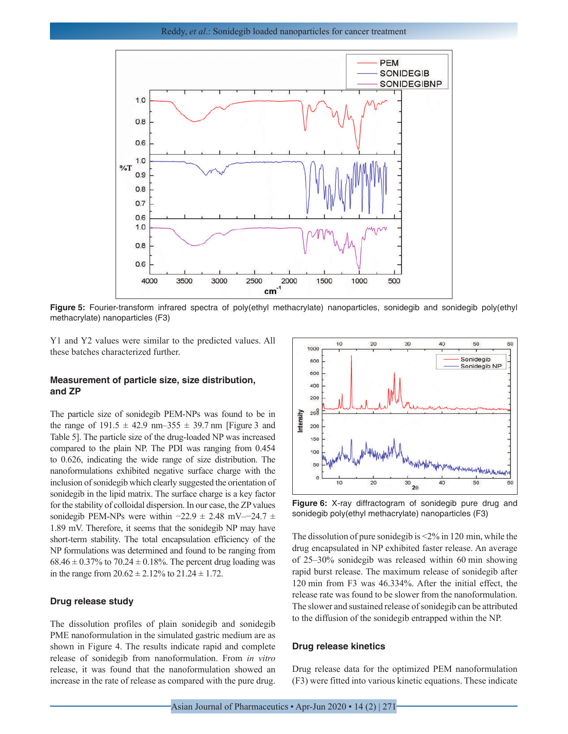Figure 5: Fourier-transform infrared spectra of poly(ethyl methacrylate) nanoparticles, sonidegib and sonidegib poly(ethyl methacrylate) nanoparticles (F3)

Y1 and Y2 values were similar to the predicted values. All these batches characterized further.

### Measurement of particle size, size distribution, and ZP

The particle size of sonidegib PEM-NPs was found to be in the range of 191.5 ± 42.9 nm–355 ± 39.7 nm [Figure 3 and Table 5]. The particle size of the drug-loaded NP was increased compared to the plain NP. The PDI was ranging from 0.454 to 0.626, indicating the wide range of size distribution. The nanoformulations exhibited negative surface charge with the inclusion of sonidegib which clearly suggested the orientation of sonidegib in the lipid matrix. The surface charge is a key factor for the stability of colloidal dispersion. In our case, the ZP values sonidegib PEM-NPs were within −22.9 ± 2.48 mV–−24.7 ± 1.89 mV. Therefore, it seems that the sonidegib NP may have short-term stability. The total encapsulation efficiency of the NP formulations was determined and found to be ranging from 68.46 ± 0.37% to 70.24 ± 0.18%. The percent drug loading was in the range from 20.62 ± 2.12% to 21.24 ± 1.72.

### Drug release study

The dissolution profiles of plain sonidegib and sonidegib PME nanoformulation in the simulated gastric medium are as shown in Figure 4. The results indicate rapid and complete release of sonidegib from nanoformulation. From *in vitro* release, it was found that the nanoformulation showed an increase in the rate of release as compared with the pure drug.

Figure 6: X-ray diffractogram of sonidegib pure drug and sonidegib poly(ethyl methacrylate) nanoparticles (F3)

The dissolution of pure sonidegib is <2% in 120 min, while the drug encapsulated in NP exhibited faster release. An average of 25–30% sonidegib was released within 60 min showing rapid burst release. The maximum release of sonidegib after 120 min from F3 was 46.334%. After the initial effect, the release rate was found to be slower from the nanoformulation. The slower and sustained release of sonidegib can be attributed to the diffusion of the sonidegib entrapped within the NP.

### Drug release kinetics

Drug release data for the optimized PEM nanoformulation (F3) were fitted into various kinetic equations. These indicate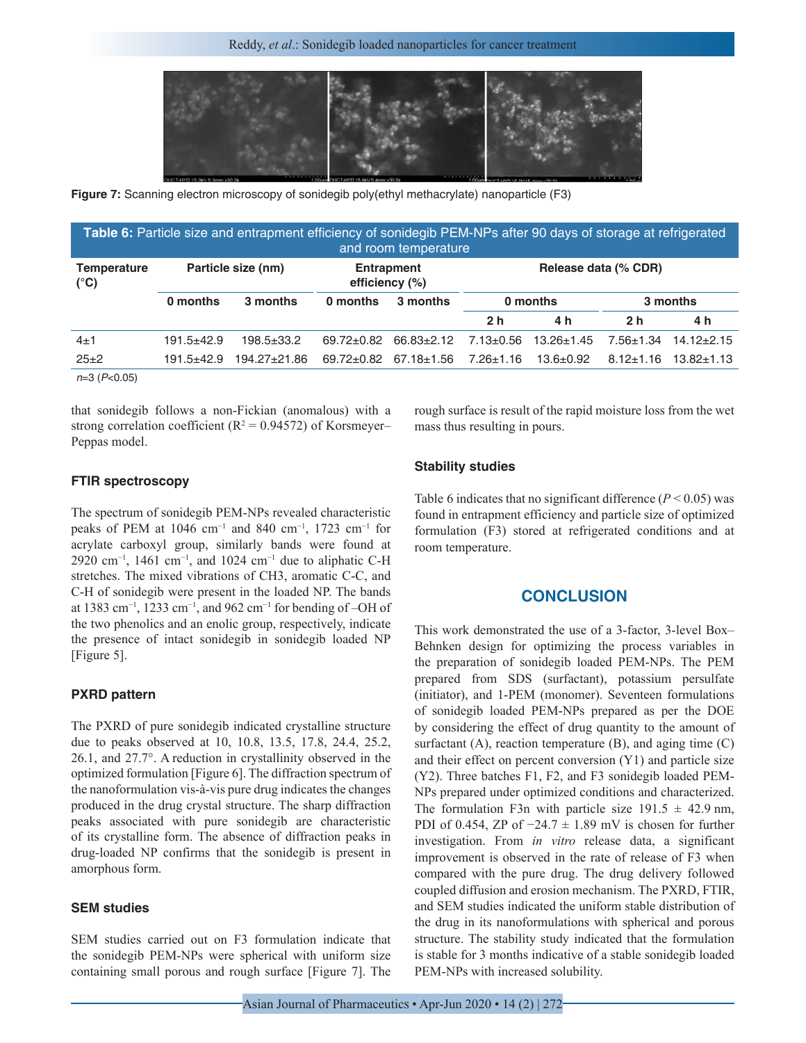Figure 7: Scanning electron microscopy of sonidegib poly(ethyl methacrylate) nanoparticle (F3)

**Table 6:** Particle size and entrapment efficiency of sonidegib PEM-NPs after 90 days of storage at refrigerated and room temperature

| Temperature (°C) | Particle size (nm) | | Entrapment efficiency (%) | | Release data (% CDR) | | | |
|---|---|---|---|---|---|---|---|---|
| | 0 months | 3 months | 0 months | 3 months | 0 months | | 3 months | |
| | | | | | 2 h | 4 h | 2 h | 4 h |
| 4±1 | 191.5±42.9 | 198.5±33.2 | 69.72±0.82 | 66.83±2.12 | 7.13±0.56 | 13.26±1.45 | 7.56±1.34 | 14.12±2.15 |
| 25±2 | 191.5±42.9 | 194.27±21.86 | 69.72±0.82 | 67.18±1.56 | 7.26±1.16 | 13.6±0.92 | 8.12±1.16 | 13.82±1.13 |

*n*=3 ($P<0.05$)

that sonidegib follows a non-Fickian (anomalous) with a strong correlation coefficient ($R^2 = 0.94572$) of Korsmeyer–Peppas model.

### FTIR spectroscopy

The spectrum of sonidegib PEM-NPs revealed characteristic peaks of PEM at 1046 $cm^{-1}$ and 840 $cm^{-1}$, 1723 $cm^{-1}$ for acrylate carboxyl group, similarly bands were found at 2920 $cm^{-1}$, 1461 $cm^{-1}$, and 1024 $cm^{-1}$ due to aliphatic C-H stretches. The mixed vibrations of CH3, aromatic C-C, and C-H of sonidegib were present in the loaded NP. The bands at 1383 $cm^{-1}$, 1233 $cm^{-1}$, and 962 $cm^{-1}$ for bending of –OH of the two phenolics and an enolic group, respectively, indicate the presence of intact sonidegib in sonidegib loaded NP [Figure 5].

### PXRD pattern

The PXRD of pure sonidegib indicated crystalline structure due to peaks observed at 10, 10.8, 13.5, 17.8, 24.4, 25.2, 26.1, and 27.7°. A reduction in crystallinity observed in the optimized formulation [Figure 6]. The diffraction spectrum of the nanoformulation vis-à-vis pure drug indicates the changes produced in the drug crystal structure. The sharp diffraction peaks associated with pure sonidegib are characteristic of its crystalline form. The absence of diffraction peaks in drug-loaded NP confirms that the sonidegib is present in amorphous form.

### SEM studies

SEM studies carried out on F3 formulation indicate that the sonidegib PEM-NPs were spherical with uniform size containing small porous and rough surface [Figure 7]. The rough surface is result of the rapid moisture loss from the wet mass thus resulting in pours.

### Stability studies

Table 6 indicates that no significant difference ($P < 0.05$) was found in entrapment efficiency and particle size of optimized formulation (F3) stored at refrigerated conditions and at room temperature.

## CONCLUSION

This work demonstrated the use of a 3-factor, 3-level Box–Behnken design for optimizing the process variables in the preparation of sonidegib loaded PEM-NPs. The PEM prepared from SDS (surfactant), potassium persulfate (initiator), and 1-PEM (monomer). Seventeen formulations of sonidegib loaded PEM-NPs prepared as per the DOE by considering the effect of drug quantity to the amount of surfactant (A), reaction temperature (B), and aging time (C) and their effect on percent conversion (Y1) and particle size (Y2). Three batches F1, F2, and F3 sonidegib loaded PEM-NPs prepared under optimized conditions and characterized. The formulation F3n with particle size 191.5 ± 42.9 nm, PDI of 0.454, ZP of −24.7 ± 1.89 mV is chosen for further investigation. From *in vitro* release data, a significant improvement is observed in the rate of release of F3 when compared with the pure drug. The drug delivery followed coupled diffusion and erosion mechanism. The PXRD, FTIR, and SEM studies indicated the uniform stable distribution of the drug in its nanoformulations with spherical and porous structure. The stability study indicated that the formulation is stable for 3 months indicative of a stable sonidegib loaded PEM-NPs with increased solubility.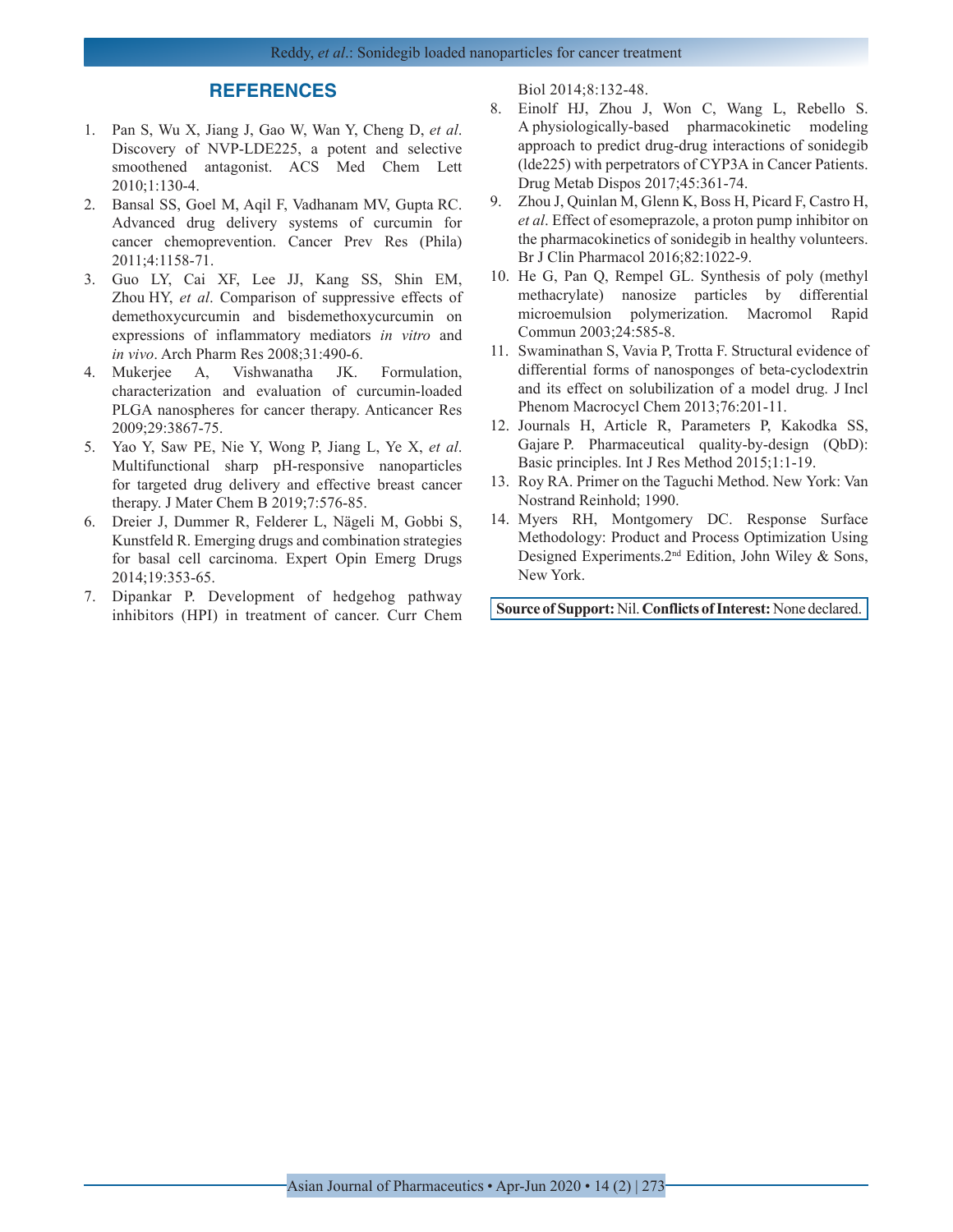## REFERENCES

1. Pan S, Wu X, Jiang J, Gao W, Wan Y, Cheng D, *et al*. Discovery of NVP-LDE225, a potent and selective smoothened antagonist. ACS Med Chem Lett 2010;1:130-4.
2. Bansal SS, Goel M, Aqil F, Vadhanam MV, Gupta RC. Advanced drug delivery systems of curcumin for cancer chemoprevention. Cancer Prev Res (Phila) 2011;4:1158-71.
3. Guo LY, Cai XF, Lee JJ, Kang SS, Shin EM, Zhou HY, *et al*. Comparison of suppressive effects of demethoxycurcumin and bisdemethoxycurcumin on expressions of inflammatory mediators *in vitro* and *in vivo*. Arch Pharm Res 2008;31:490-6.
4. Mukerjee A, Vishwanatha JK. Formulation, characterization and evaluation of curcumin-loaded PLGA nanospheres for cancer therapy. Anticancer Res 2009;29:3867-75.
5. Yao Y, Saw PE, Nie Y, Wong P, Jiang L, Ye X, *et al*. Multifunctional sharp pH-responsive nanoparticles for targeted drug delivery and effective breast cancer therapy. J Mater Chem B 2019;7:576-85.
6. Dreier J, Dummer R, Felderer L, Nägeli M, Gobbi S, Kunstfeld R. Emerging drugs and combination strategies for basal cell carcinoma. Expert Opin Emerg Drugs 2014;19:353-65.
7. Dipankar P. Development of hedgehog pathway inhibitors (HPI) in treatment of cancer. Curr Chem Biol 2014;8:132-48.
8. Einolf HJ, Zhou J, Won C, Wang L, Rebello S. A physiologically-based pharmacokinetic modeling approach to predict drug-drug interactions of sonidegib (lde225) with perpetrators of CYP3A in Cancer Patients. Drug Metab Dispos 2017;45:361-74.
9. Zhou J, Quinlan M, Glenn K, Boss H, Picard F, Castro H, *et al*. Effect of esomeprazole, a proton pump inhibitor on the pharmacokinetics of sonidegib in healthy volunteers. Br J Clin Pharmacol 2016;82:1022-9.
10. He G, Pan Q, Rempel GL. Synthesis of poly (methyl methacrylate) nanosize particles by differential microemulsion polymerization. Macromol Rapid Commun 2003;24:585-8.
11. Swaminathan S, Vavia P, Trotta F. Structural evidence of differential forms of nanosponges of beta-cyclodextrin and its effect on solubilization of a model drug. J Incl Phenom Macrocycl Chem 2013;76:201-11.
12. Journals H, Article R, Parameters P, Kakodka SS, Gajare P. Pharmaceutical quality-by-design (QbD): Basic principles. Int J Res Method 2015;1:1-19.
13. Roy RA. Primer on the Taguchi Method. New York: Van Nostrand Reinhold; 1990.
14. Myers RH, Montgomery DC. Response Surface Methodology: Product and Process Optimization Using Designed Experiments.2nd Edition, John Wiley & Sons, New York.

**Source of Support:** Nil. **Conflicts of Interest:** None declared.